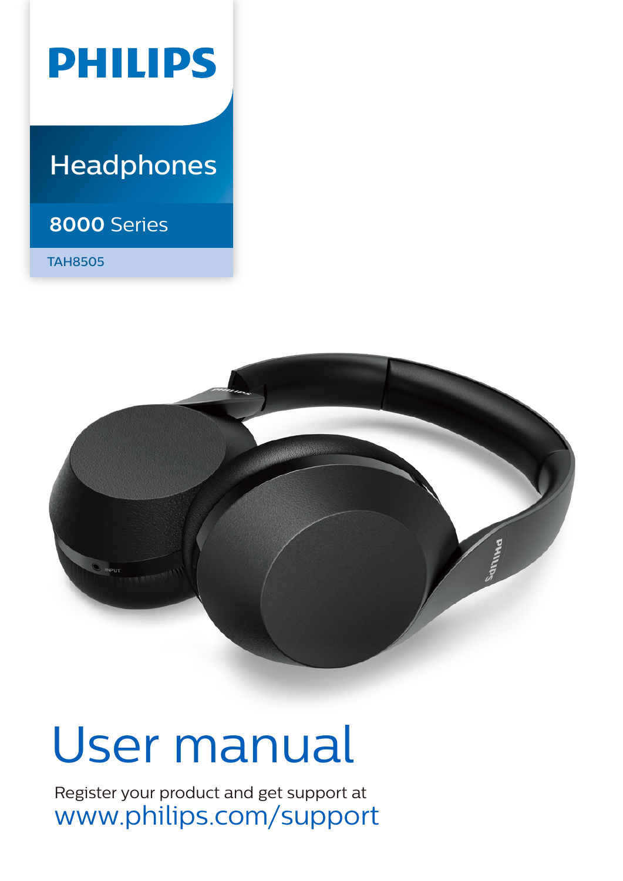# PHILIPS

## Headphones

**8000** Series

TAH8505

# User manual

Register your product and get support at
www.philips.com/support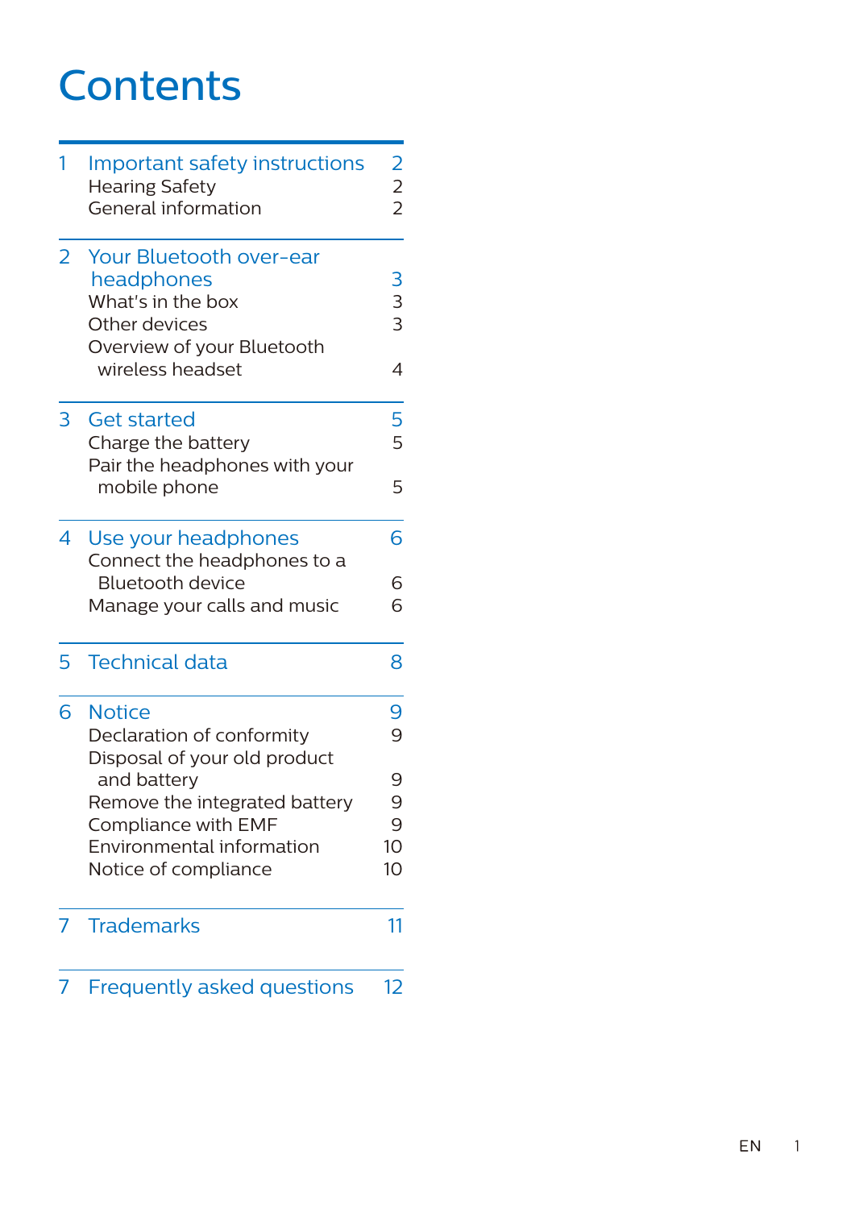# Contents

| | | |
|---|---|---|
| 1 | Important safety instructions | 2 |
| | Hearing Safety | 2 |
| | General information | 2 |
| 2 | Your Bluetooth over-ear headphones | 3 |
| | What's in the box | 3 |
| | Other devices | 3 |
| | Overview of your Bluetooth wireless headset | 4 |
| 3 | Get started | 5 |
| | Charge the battery | 5 |
| | Pair the headphones with your mobile phone | 5 |
| 4 | Use your headphones | 6 |
| | Connect the headphones to a Bluetooth device | 6 |
| | Manage your calls and music | 6 |
| 5 | Technical data | 8 |
| 6 | Notice | 9 |
| | Declaration of conformity | 9 |
| | Disposal of your old product and battery | 9 |
| | Remove the integrated battery | 9 |
| | Compliance with EMF | 9 |
| | Environmental information | 10 |
| | Notice of compliance | 10 |
| 7 | Trademarks | 11 |
| 7 | Frequently asked questions | 12 |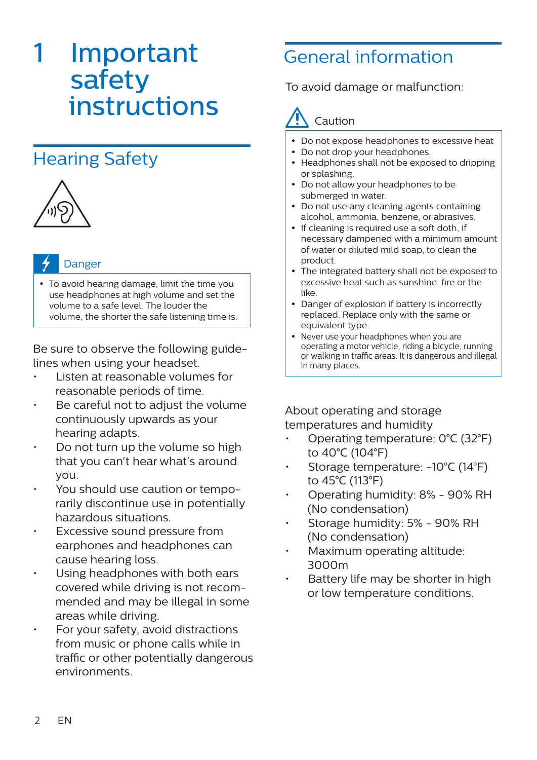# 1 Important safety instructions

## Hearing Safety

Danger

- To avoid hearing damage, limit the time you use headphones at high volume and set the volume to a safe level. The louder the volume, the shorter the safe listening time is.

Be sure to observe the following guide-lines when using your headset.

- Listen at reasonable volumes for reasonable periods of time.
- Be careful not to adjust the volume continuously upwards as your hearing adapts.
- Do not turn up the volume so high that you can't hear what's around you.
- You should use caution or tempo-rarily discontinue use in potentially hazardous situations.
- Excessive sound pressure from earphones and headphones can cause hearing loss.
- Using headphones with both ears covered while driving is not recom-mended and may be illegal in some areas while driving.
- For your safety, avoid distractions from music or phone calls while in traffic or other potentially dangerous environments.

## General information

To avoid damage or malfunction:

Caution

- Do not expose headphones to excessive heat
- Do not drop your headphones.
- Headphones shall not be exposed to dripping or splashing.
- Do not allow your headphones to be submerged in water.
- Do not use any cleaning agents containing alcohol, ammonia, benzene, or abrasives.
- If cleaning is required use a soft doth, if necessary dampened with a minimum amount of water or diluted mild soap, to clean the product.
- The integrated battery shall not be exposed to excessive heat such as sunshine, fire or the like.
- Danger of explosion if battery is incorrectly replaced. Replace only with the same or equivalent type.
- Never use your headphones when you are operating a motor vehicle, riding a bicycle, running or walking in traffic areas. It is dangerous and illegal in many places.

About operating and storage temperatures and humidity

- Operating temperature: 0°C (32°F) to 40°C (104°F)
- Storage temperature: -10°C (14°F) to 45°C (113°F)
- Operating humidity: 8% - 90% RH (No condensation)
- Storage humidity: 5% - 90% RH (No condensation)
- Maximum operating altitude: 3000m
- Battery life may be shorter in high or low temperature conditions.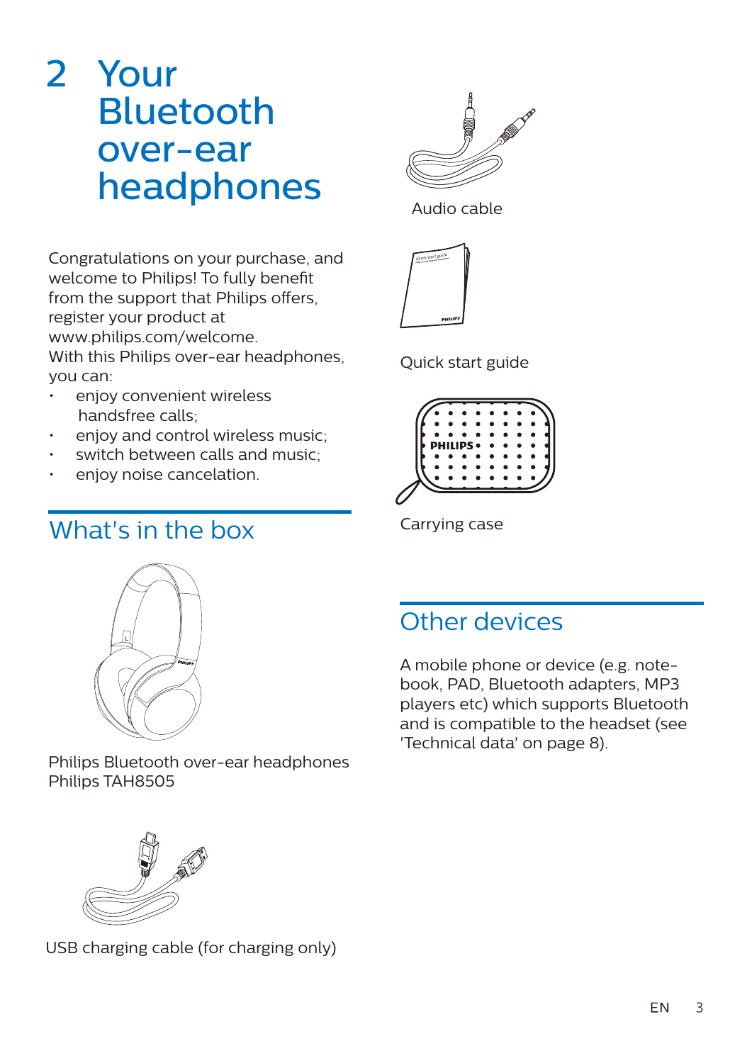# 2 Your Bluetooth over-ear headphones

Congratulations on your purchase, and welcome to Philips! To fully benefit from the support that Philips offers, register your product at www.philips.com/welcome.

With this Philips over-ear headphones, you can:

- enjoy convenient wireless handsfree calls;
- enjoy and control wireless music;
- switch between calls and music;
- enjoy noise cancelation.

## What's in the box

Philips Bluetooth over-ear headphones Philips TAH8505

USB charging cable (for charging only)

Audio cable

Quick start guide

Carrying case

## Other devices

A mobile phone or device (e.g. note-book, PAD, Bluetooth adapters, MP3 players etc) which supports Bluetooth and is compatible to the headset (see 'Technical data' on page 8).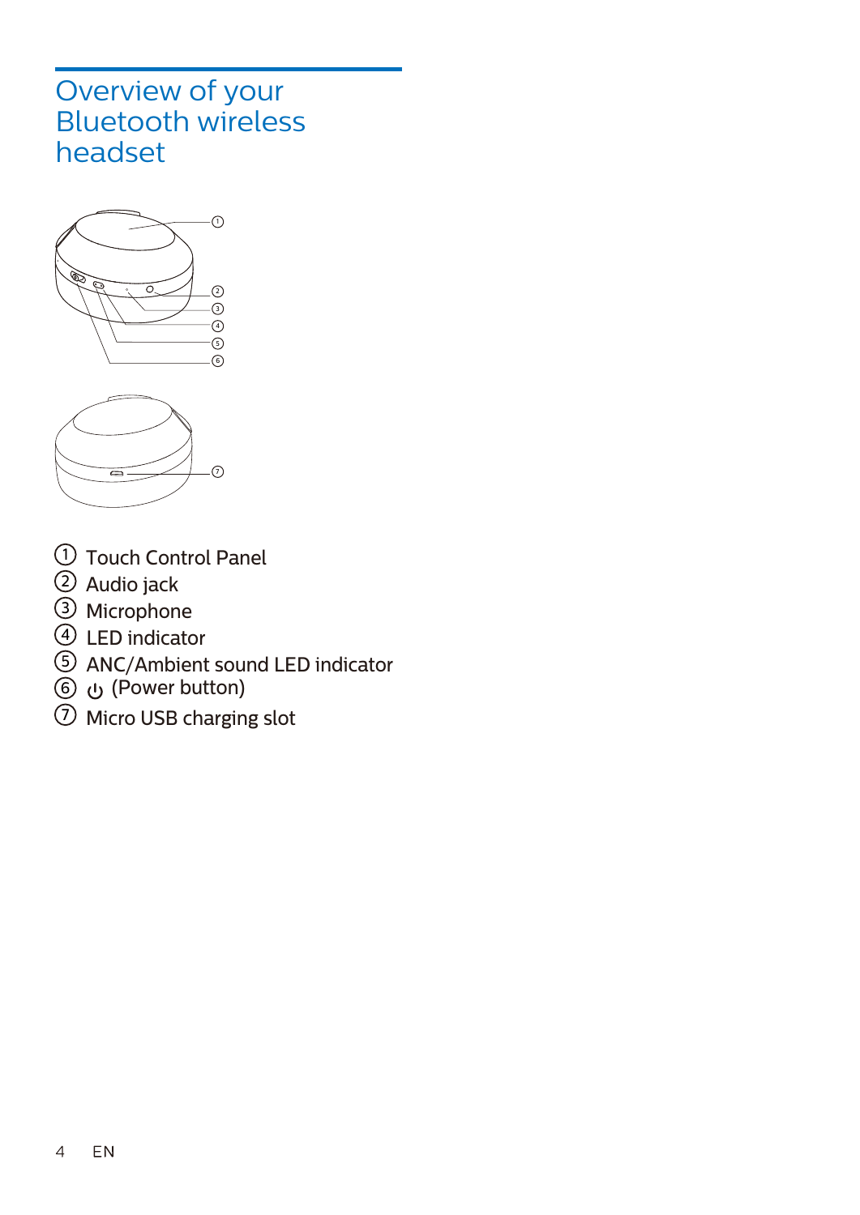# Overview of your Bluetooth wireless headset

① Touch Control Panel
② Audio jack
③ Microphone
④ LED indicator
⑤ ANC/Ambient sound LED indicator
⑥ ⏻ (Power button)
⑦ Micro USB charging slot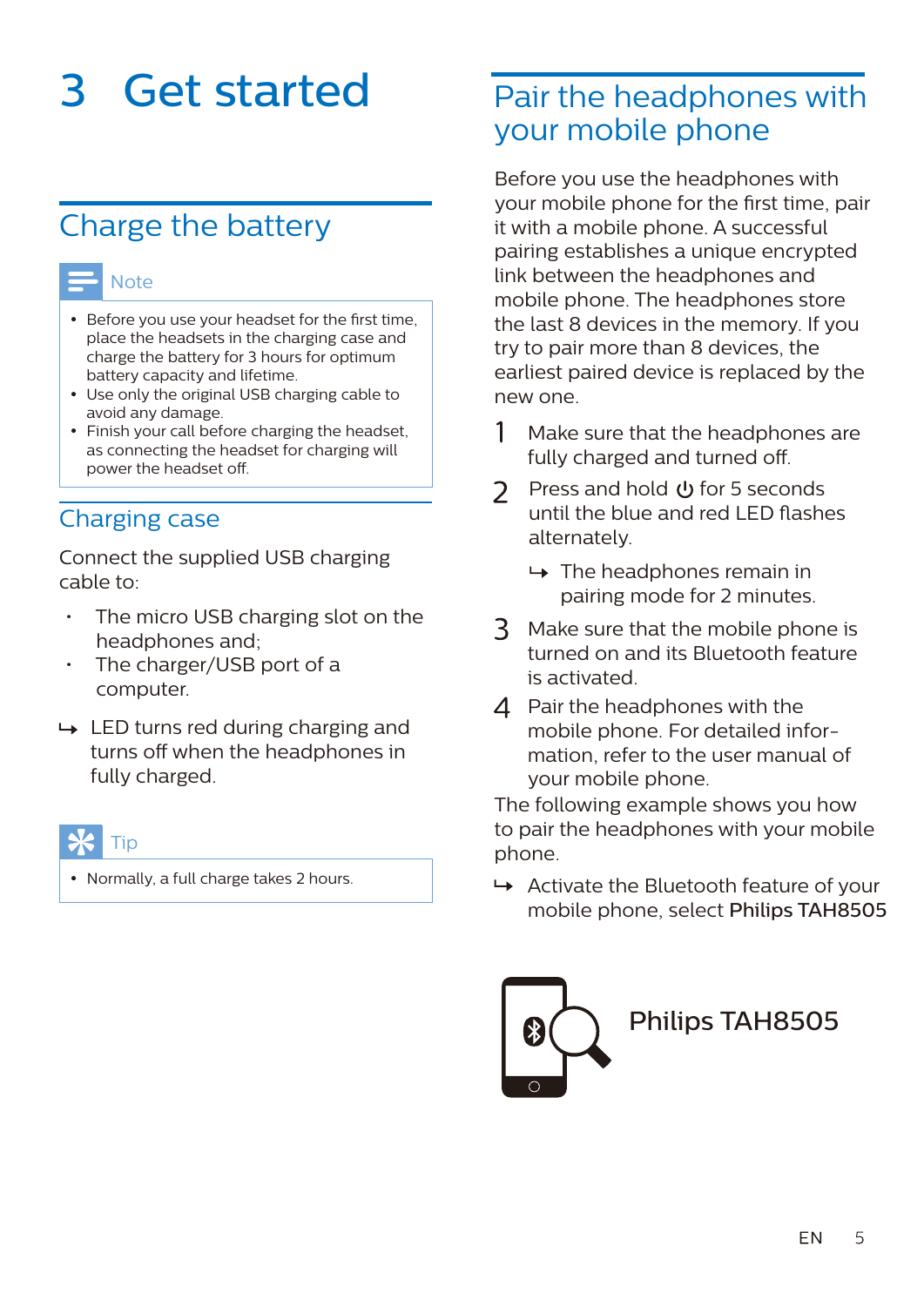# 3 Get started

## Charge the battery

Note

- Before you use your headset for the first time, place the headsets in the charging case and charge the battery for 3 hours for optimum battery capacity and lifetime.
- Use only the original USB charging cable to avoid any damage.
- Finish your call before charging the headset, as connecting the headset for charging will power the headset off.

### Charging case

Connect the supplied USB charging cable to:

- The micro USB charging slot on the headphones and;
- The charger/USB port of a computer.

↳ LED turns red during charging and turns off when the headphones in fully charged.

Tip

- Normally, a full charge takes 2 hours.

## Pair the headphones with your mobile phone

Before you use the headphones with your mobile phone for the first time, pair it with a mobile phone. A successful pairing establishes a unique encrypted link between the headphones and mobile phone. The headphones store the last 8 devices in the memory. If you try to pair more than 8 devices, the earliest paired device is replaced by the new one.

1. Make sure that the headphones are fully charged and turned off.
2. Press and hold ⏻ for 5 seconds until the blue and red LED flashes alternately.
   ↳ The headphones remain in pairing mode for 2 minutes.
3. Make sure that the mobile phone is turned on and its Bluetooth feature is activated.
4. Pair the headphones with the mobile phone. For detailed information, refer to the user manual of your mobile phone.

The following example shows you how to pair the headphones with your mobile phone.

↳ Activate the Bluetooth feature of your mobile phone, select **Philips TAH8505**

Philips TAH8505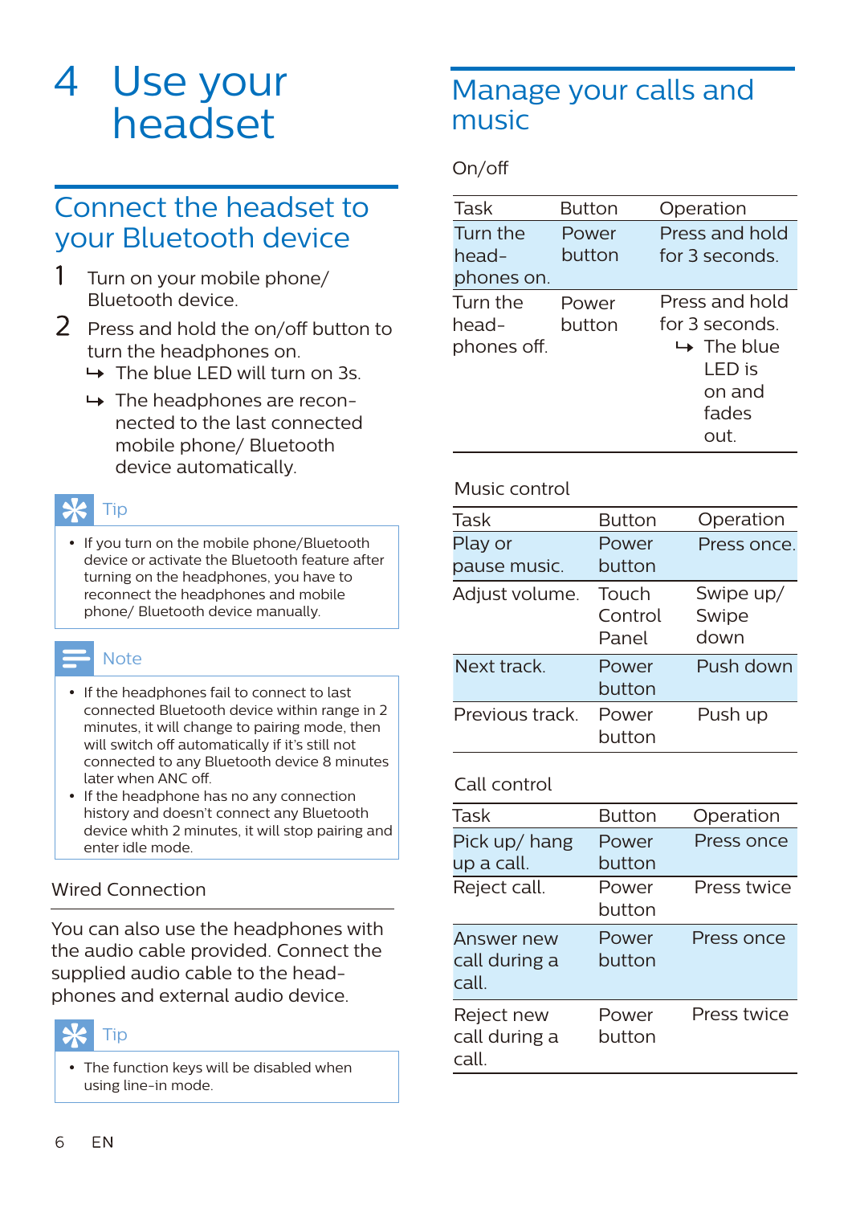# 4 Use your headset

## Connect the headset to your Bluetooth device

1. Turn on your mobile phone/ Bluetooth device.
2. Press and hold the on/off button to turn the headphones on.
   - ↳ The blue LED will turn on 3s.
   - ↳ The headphones are reconnected to the last connected mobile phone/ Bluetooth device automatically.

**Tip**

- If you turn on the mobile phone/Bluetooth device or activate the Bluetooth feature after turning on the headphones, you have to reconnect the headphones and mobile phone/ Bluetooth device manually.

**Note**

- If the headphones fail to connect to last connected Bluetooth device within range in 2 minutes, it will change to pairing mode, then will switch off automatically if it's still not connected to any Bluetooth device 8 minutes later when ANC off.
- If the headphone has no any connection history and doesn't connect any Bluetooth device whith 2 minutes, it will stop pairing and enter idle mode.

### Wired Connection

You can also use the headphones with the audio cable provided. Connect the supplied audio cable to the headphones and external audio device.

**Tip**

- The function keys will be disabled when using line-in mode.

## Manage your calls and music

On/off

| Task | Button | Operation |
| --- | --- | --- |
| Turn the headphones on. | Power button | Press and hold for 3 seconds. |
| Turn the headphones off. | Power button | Press and hold for 3 seconds. ↳ The blue LED is on and fades out. |

Music control

| Task | Button | Operation |
| --- | --- | --- |
| Play or pause music. | Power button | Press once. |
| Adjust volume. | Touch Control Panel | Swipe up/ Swipe down |
| Next track. | Power button | Push down |
| Previous track. | Power button | Push up |

Call control

| Task | Button | Operation |
| --- | --- | --- |
| Pick up/ hang up a call. | Power button | Press once |
| Reject call. | Power button | Press twice |
| Answer new call during a call. | Power button | Press once |
| Reject new call during a call. | Power button | Press twice |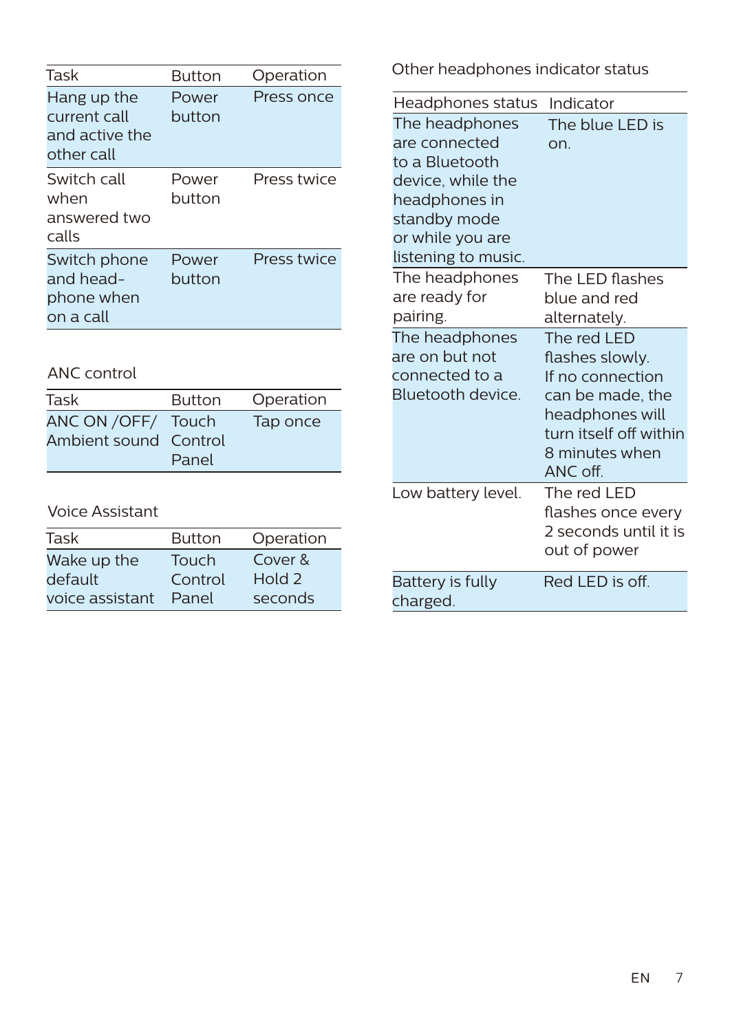| Task | Button | Operation |
| --- | --- | --- |
| Hang up the current call and active the other call | Power button | Press once |
| Switch call when answered two calls | Power button | Press twice |
| Switch phone and head-phone when on a call | Power button | Press twice |

ANC control

| Task | Button | Operation |
| --- | --- | --- |
| ANC ON /OFF/ Ambient sound | Touch Control Panel | Tap once |

Voice Assistant

| Task | Button | Operation |
| --- | --- | --- |
| Wake up the default voice assistant | Touch Control Panel | Cover & Hold 2 seconds |

Other headphones indicator status

| Headphones status | Indicator |
| --- | --- |
| The headphones are connected to a Bluetooth device, while the headphones in standby mode or while you are listening to music. | The blue LED is on. |
| The headphones are ready for pairing. | The LED flashes blue and red alternately. |
| The headphones are on but not connected to a Bluetooth device. | The red LED flashes slowly. If no connection can be made, the headphones will turn itself off within 8 minutes when ANC off. |
| Low battery level. | The red LED flashes once every 2 seconds until it is out of power |
| Battery is fully charged. | Red LED is off. |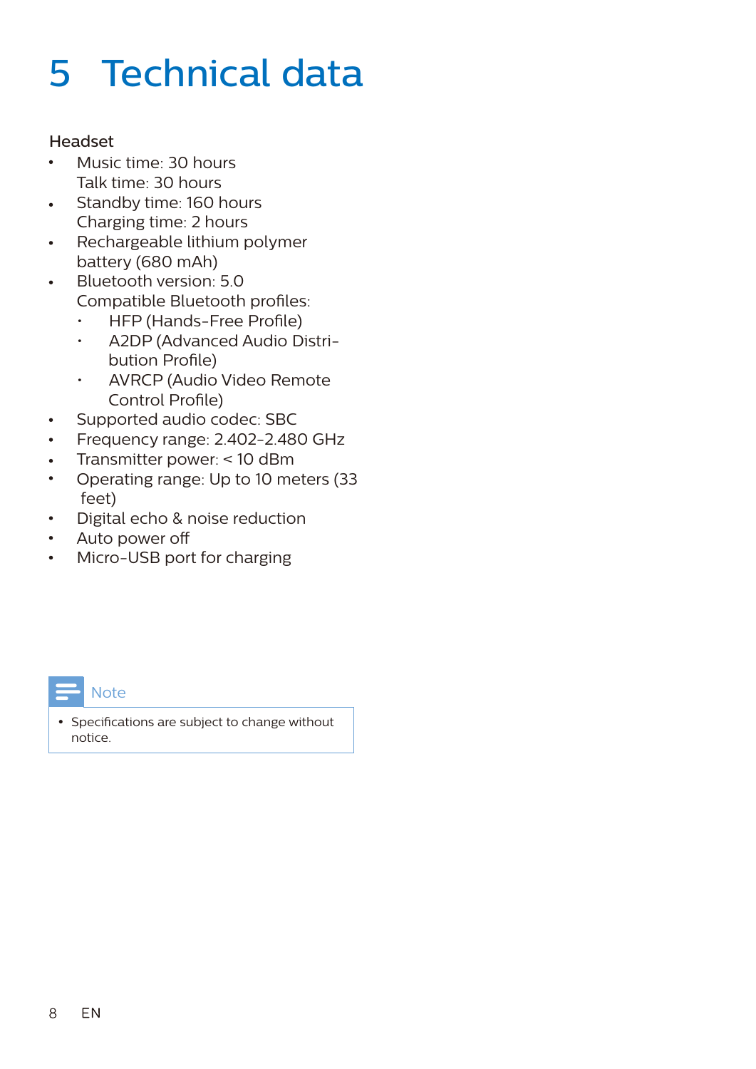# 5 Technical data

Headset

- Music time: 30 hours
  Talk time: 30 hours
- Standby time: 160 hours
  Charging time: 2 hours
- Rechargeable lithium polymer battery (680 mAh)
- Bluetooth version: 5.0
  Compatible Bluetooth profiles:
  - HFP (Hands-Free Profile)
  - A2DP (Advanced Audio Distribution Profile)
  - AVRCP (Audio Video Remote Control Profile)
- Supported audio codec: SBC
- Frequency range: 2.402-2.480 GHz
- Transmitter power: < 10 dBm
- Operating range: Up to 10 meters (33 feet)
- Digital echo & noise reduction
- Auto power off
- Micro-USB port for charging

Note

- Specifications are subject to change without notice.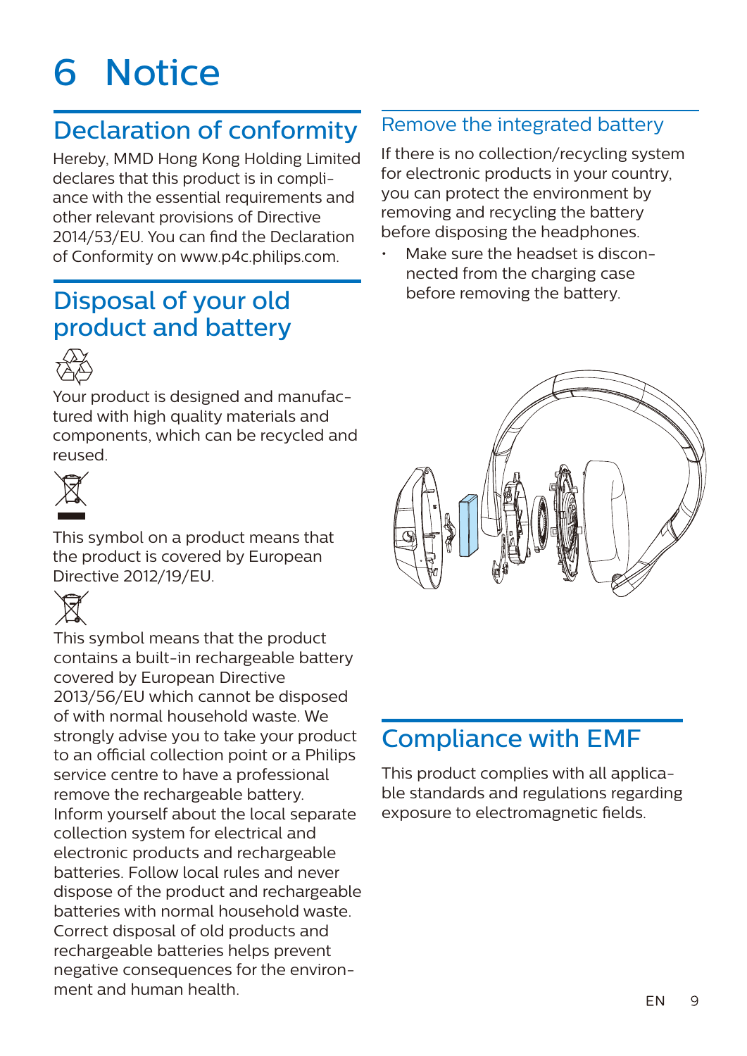# 6 Notice

## Declaration of conformity

Hereby, MMD Hong Kong Holding Limited declares that this product is in compliance with the essential requirements and other relevant provisions of Directive 2014/53/EU. You can find the Declaration of Conformity on www.p4c.philips.com.

## Disposal of your old product and battery

Your product is designed and manufactured with high quality materials and components, which can be recycled and reused.

This symbol on a product means that the product is covered by European Directive 2012/19/EU.

This symbol means that the product contains a built-in rechargeable battery covered by European Directive 2013/56/EU which cannot be disposed of with normal household waste. We strongly advise you to take your product to an official collection point or a Philips service centre to have a professional remove the rechargeable battery.
Inform yourself about the local separate collection system for electrical and electronic products and rechargeable batteries. Follow local rules and never dispose of the product and rechargeable batteries with normal household waste. Correct disposal of old products and rechargeable batteries helps prevent negative consequences for the environment and human health.

### Remove the integrated battery

If there is no collection/recycling system for electronic products in your country, you can protect the environment by removing and recycling the battery before disposing the headphones.

- Make sure the headset is disconnected from the charging case before removing the battery.

## Compliance with EMF

This product complies with all applicable standards and regulations regarding exposure to electromagnetic fields.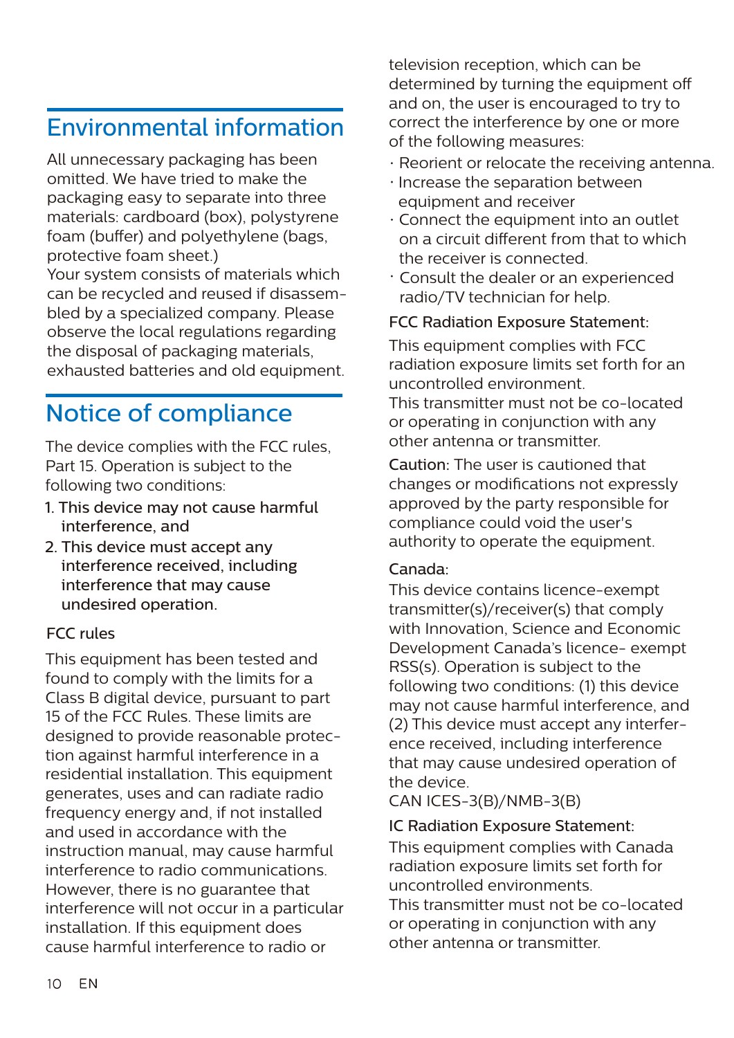# Environmental information

All unnecessary packaging has been omitted. We have tried to make the packaging easy to separate into three materials: cardboard (box), polystyrene foam (buffer) and polyethylene (bags, protective foam sheet.)
Your system consists of materials which can be recycled and reused if disassembled by a specialized company. Please observe the local regulations regarding the disposal of packaging materials, exhausted batteries and old equipment.

# Notice of compliance

The device complies with the FCC rules, Part 15. Operation is subject to the following two conditions:

1. This device may not cause harmful interference, and
2. This device must accept any interference received, including interference that may cause undesired operation.

FCC rules

This equipment has been tested and found to comply with the limits for a Class B digital device, pursuant to part 15 of the FCC Rules. These limits are designed to provide reasonable protection against harmful interference in a residential installation. This equipment generates, uses and can radiate radio frequency energy and, if not installed and used in accordance with the instruction manual, may cause harmful interference to radio communications. However, there is no guarantee that interference will not occur in a particular installation. If this equipment does cause harmful interference to radio or television reception, which can be determined by turning the equipment off and on, the user is encouraged to try to correct the interference by one or more of the following measures:

- Reorient or relocate the receiving antenna.
- Increase the separation between equipment and receiver
- Connect the equipment into an outlet on a circuit different from that to which the receiver is connected.
- Consult the dealer or an experienced radio/TV technician for help.

FCC Radiation Exposure Statement:

This equipment complies with FCC radiation exposure limits set forth for an uncontrolled environment.
This transmitter must not be co-located or operating in conjunction with any other antenna or transmitter.

Caution: The user is cautioned that changes or modifications not expressly approved by the party responsible for compliance could void the user's authority to operate the equipment.

Canada:

This device contains licence-exempt transmitter(s)/receiver(s) that comply with Innovation, Science and Economic Development Canada's licence- exempt RSS(s). Operation is subject to the following two conditions: (1) this device may not cause harmful interference, and (2) This device must accept any interference received, including interference that may cause undesired operation of the device.
CAN ICES-3(B)/NMB-3(B)

IC Radiation Exposure Statement:

This equipment complies with Canada radiation exposure limits set forth for uncontrolled environments.
This transmitter must not be co-located or operating in conjunction with any other antenna or transmitter.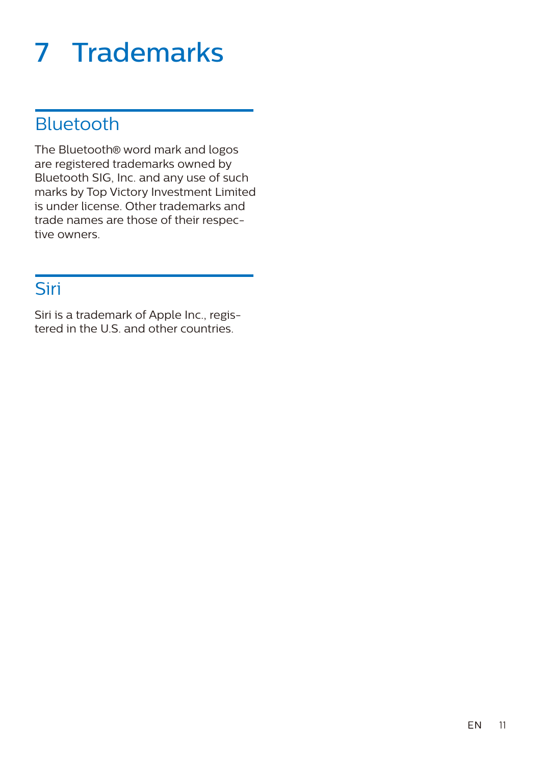# 7 Trademarks

## Bluetooth

The Bluetooth® word mark and logos are registered trademarks owned by Bluetooth SIG, Inc. and any use of such marks by Top Victory Investment Limited is under license. Other trademarks and trade names are those of their respective owners.

## Siri

Siri is a trademark of Apple Inc., registered in the U.S. and other countries.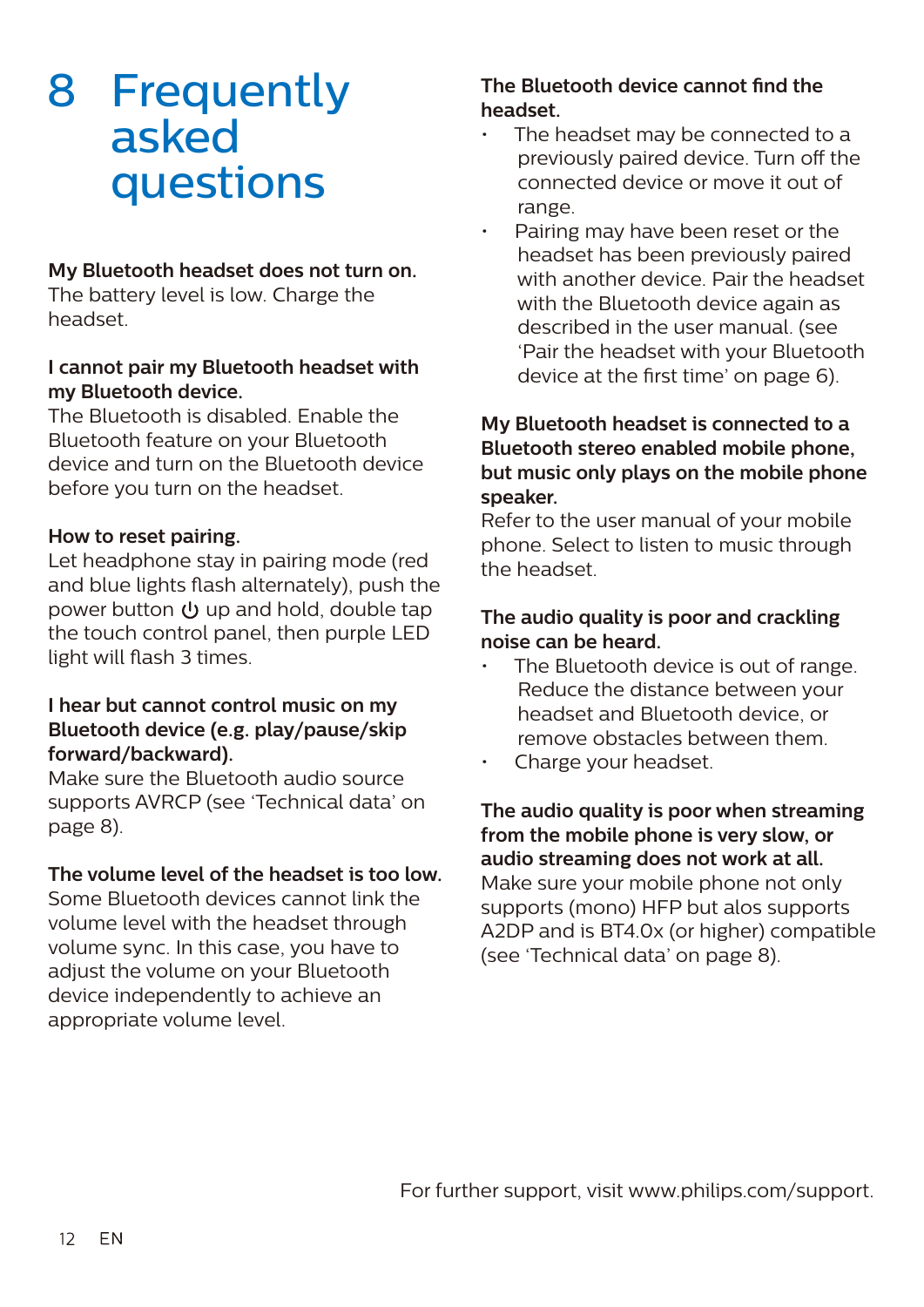# 8 Frequently asked questions

**My Bluetooth headset does not turn on.**
The battery level is low. Charge the headset.

**I cannot pair my Bluetooth headset with my Bluetooth device.**
The Bluetooth is disabled. Enable the Bluetooth feature on your Bluetooth device and turn on the Bluetooth device before you turn on the headset.

**How to reset pairing.**
Let headphone stay in pairing mode (red and blue lights flash alternately), push the power button ⏻ up and hold, double tap the touch control panel, then purple LED light will flash 3 times.

**I hear but cannot control music on my Bluetooth device (e.g. play/pause/skip forward/backward).**
Make sure the Bluetooth audio source supports AVRCP (see 'Technical data' on page 8).

**The volume level of the headset is too low.**
Some Bluetooth devices cannot link the volume level with the headset through volume sync. In this case, you have to adjust the volume on your Bluetooth device independently to achieve an appropriate volume level.

**The Bluetooth device cannot find the headset.**

- The headset may be connected to a previously paired device. Turn off the connected device or move it out of range.
- Pairing may have been reset or the headset has been previously paired with another device. Pair the headset with the Bluetooth device again as described in the user manual. (see 'Pair the headset with your Bluetooth device at the first time' on page 6).

**My Bluetooth headset is connected to a Bluetooth stereo enabled mobile phone, but music only plays on the mobile phone speaker.**
Refer to the user manual of your mobile phone. Select to listen to music through the headset.

**The audio quality is poor and crackling noise can be heard.**

- The Bluetooth device is out of range. Reduce the distance between your headset and Bluetooth device, or remove obstacles between them.
- Charge your headset.

**The audio quality is poor when streaming from the mobile phone is very slow, or audio streaming does not work at all.**
Make sure your mobile phone not only supports (mono) HFP but alos supports A2DP and is BT4.0x (or higher) compatible (see 'Technical data' on page 8).

For further support, visit www.philips.com/support.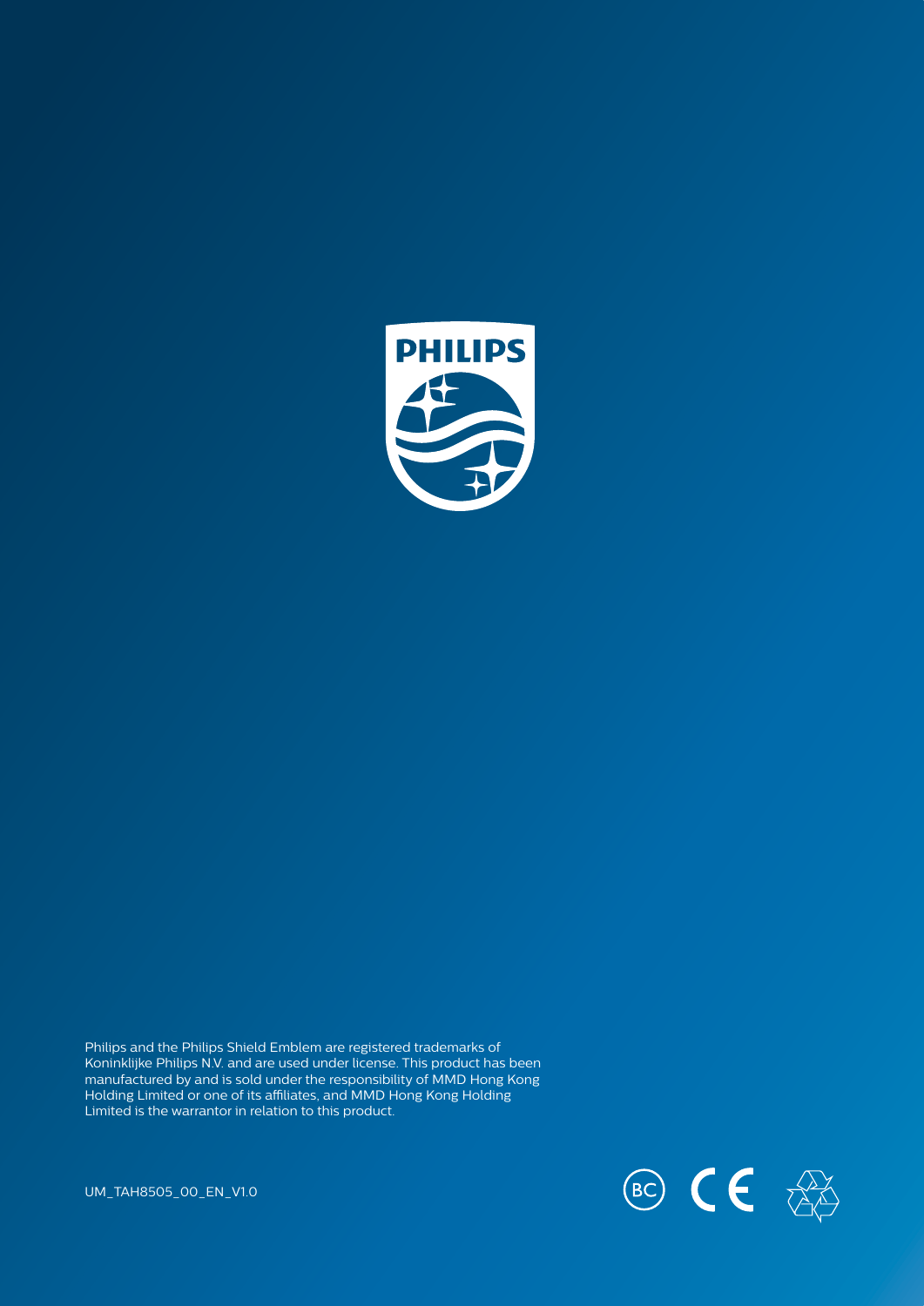Philips and the Philips Shield Emblem are registered trademarks of Koninklijke Philips N.V. and are used under license. This product has been manufactured by and is sold under the responsibility of MMD Hong Kong Holding Limited or one of its affiliates, and MMD Hong Kong Holding Limited is the warrantor in relation to this product.

UM_TAH8505_00_EN_V1.0